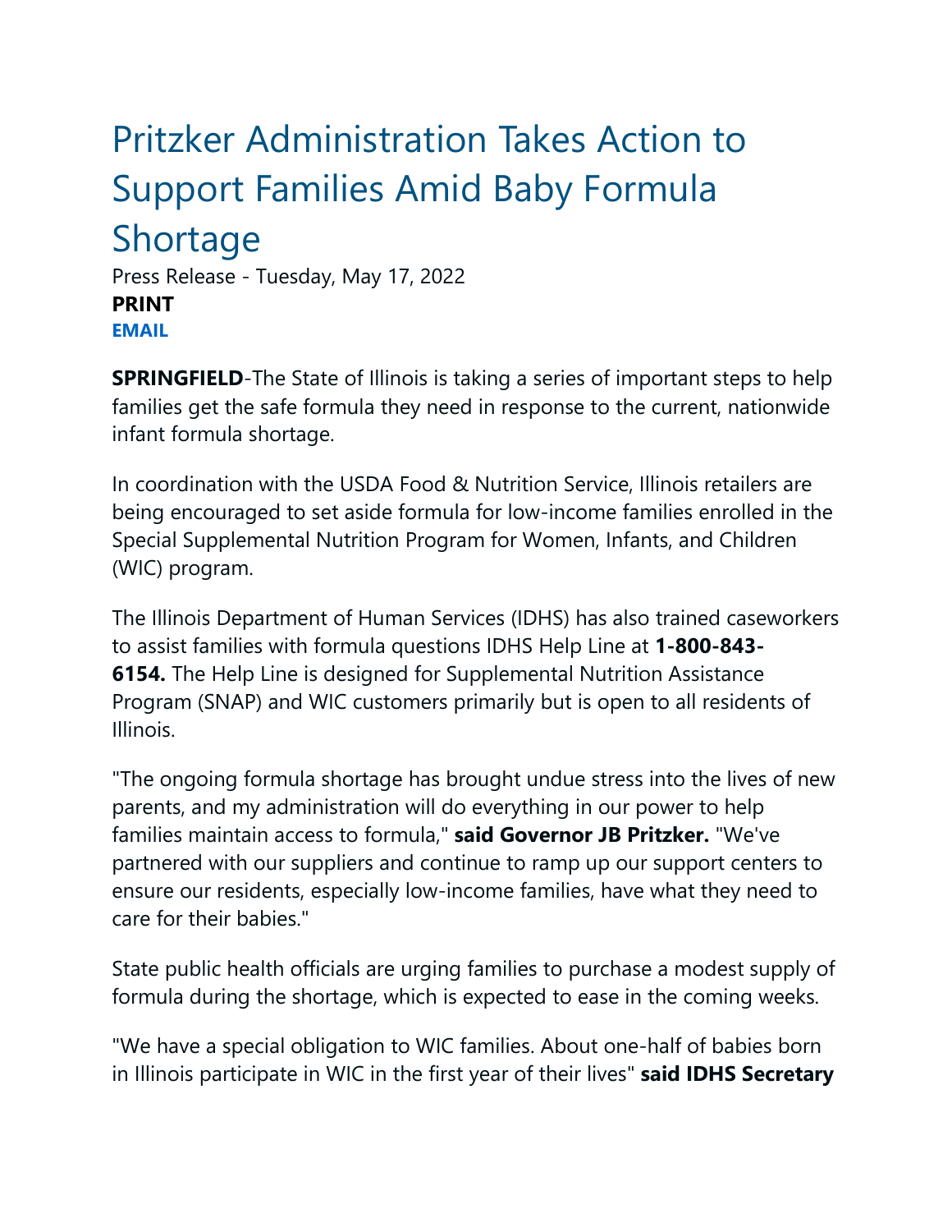# Pritzker Administration Takes Action to Support Families Amid Baby Formula Shortage

Press Release - Tuesday, May 17, 2022

**PRINT**

**EMAIL**

**SPRINGFIELD**-The State of Illinois is taking a series of important steps to help families get the safe formula they need in response to the current, nationwide infant formula shortage.

In coordination with the USDA Food & Nutrition Service, Illinois retailers are being encouraged to set aside formula for low-income families enrolled in the Special Supplemental Nutrition Program for Women, Infants, and Children (WIC) program.

The Illinois Department of Human Services (IDHS) has also trained caseworkers to assist families with formula questions IDHS Help Line at **1-800-843-6154.** The Help Line is designed for Supplemental Nutrition Assistance Program (SNAP) and WIC customers primarily but is open to all residents of Illinois.

"The ongoing formula shortage has brought undue stress into the lives of new parents, and my administration will do everything in our power to help families maintain access to formula," **said Governor JB Pritzker.** "We've partnered with our suppliers and continue to ramp up our support centers to ensure our residents, especially low-income families, have what they need to care for their babies."

State public health officials are urging families to purchase a modest supply of formula during the shortage, which is expected to ease in the coming weeks.

"We have a special obligation to WIC families. About one-half of babies born in Illinois participate in WIC in the first year of their lives" **said IDHS Secretary**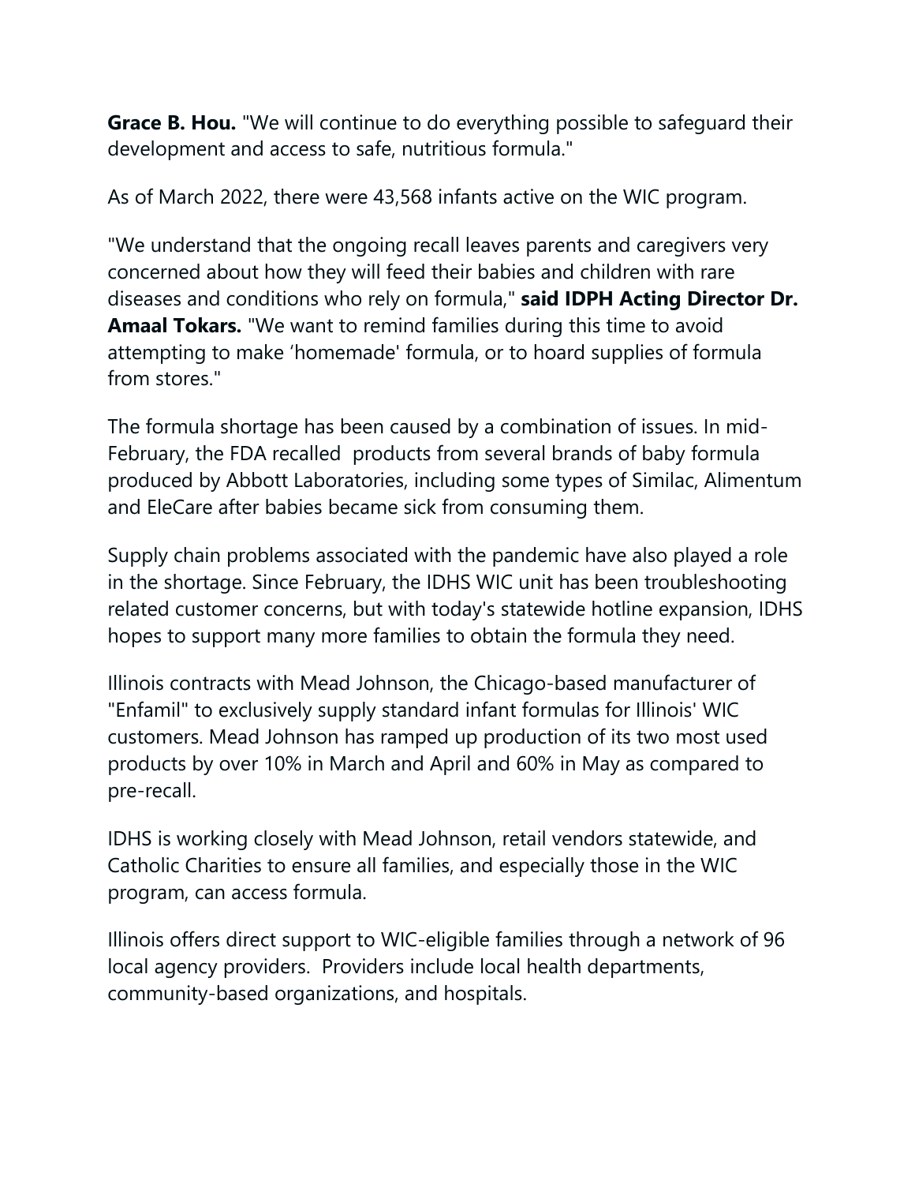**Grace B. Hou.** "We will continue to do everything possible to safeguard their development and access to safe, nutritious formula."

As of March 2022, there were 43,568 infants active on the WIC program.

"We understand that the ongoing recall leaves parents and caregivers very concerned about how they will feed their babies and children with rare diseases and conditions who rely on formula," **said IDPH Acting Director Dr. Amaal Tokars.** "We want to remind families during this time to avoid attempting to make 'homemade' formula, or to hoard supplies of formula from stores."

The formula shortage has been caused by a combination of issues. In mid-February, the FDA recalled products from several brands of baby formula produced by Abbott Laboratories, including some types of Similac, Alimentum and EleCare after babies became sick from consuming them.

Supply chain problems associated with the pandemic have also played a role in the shortage. Since February, the IDHS WIC unit has been troubleshooting related customer concerns, but with today's statewide hotline expansion, IDHS hopes to support many more families to obtain the formula they need.

Illinois contracts with Mead Johnson, the Chicago-based manufacturer of "Enfamil" to exclusively supply standard infant formulas for Illinois' WIC customers. Mead Johnson has ramped up production of its two most used products by over 10% in March and April and 60% in May as compared to pre-recall.

IDHS is working closely with Mead Johnson, retail vendors statewide, and Catholic Charities to ensure all families, and especially those in the WIC program, can access formula.

Illinois offers direct support to WIC-eligible families through a network of 96 local agency providers. Providers include local health departments, community-based organizations, and hospitals.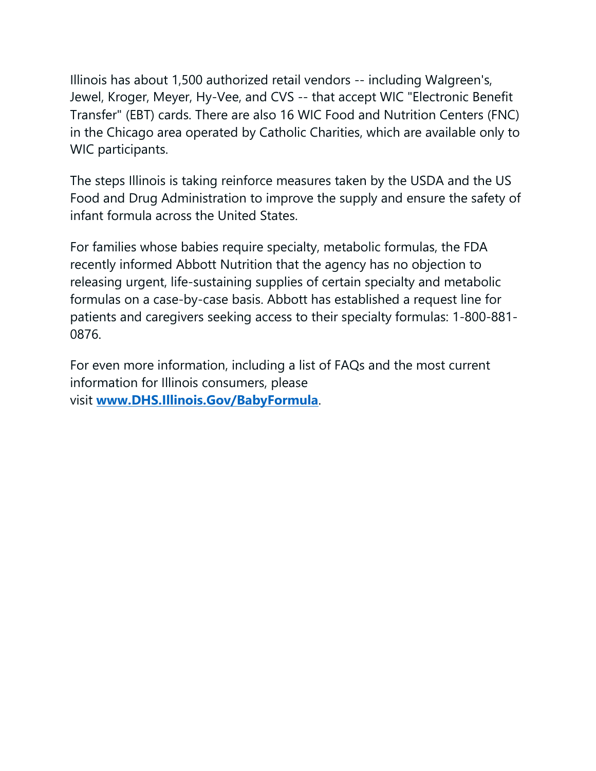Illinois has about 1,500 authorized retail vendors -- including Walgreen's, Jewel, Kroger, Meyer, Hy-Vee, and CVS -- that accept WIC "Electronic Benefit Transfer" (EBT) cards. There are also 16 WIC Food and Nutrition Centers (FNC) in the Chicago area operated by Catholic Charities, which are available only to WIC participants.

The steps Illinois is taking reinforce measures taken by the USDA and the US Food and Drug Administration to improve the supply and ensure the safety of infant formula across the United States.

For families whose babies require specialty, metabolic formulas, the FDA recently informed Abbott Nutrition that the agency has no objection to releasing urgent, life-sustaining supplies of certain specialty and metabolic formulas on a case-by-case basis. Abbott has established a request line for patients and caregivers seeking access to their specialty formulas: 1-800-881-0876.

For even more information, including a list of FAQs and the most current information for Illinois consumers, please visit **www.DHS.Illinois.Gov/BabyFormula**.